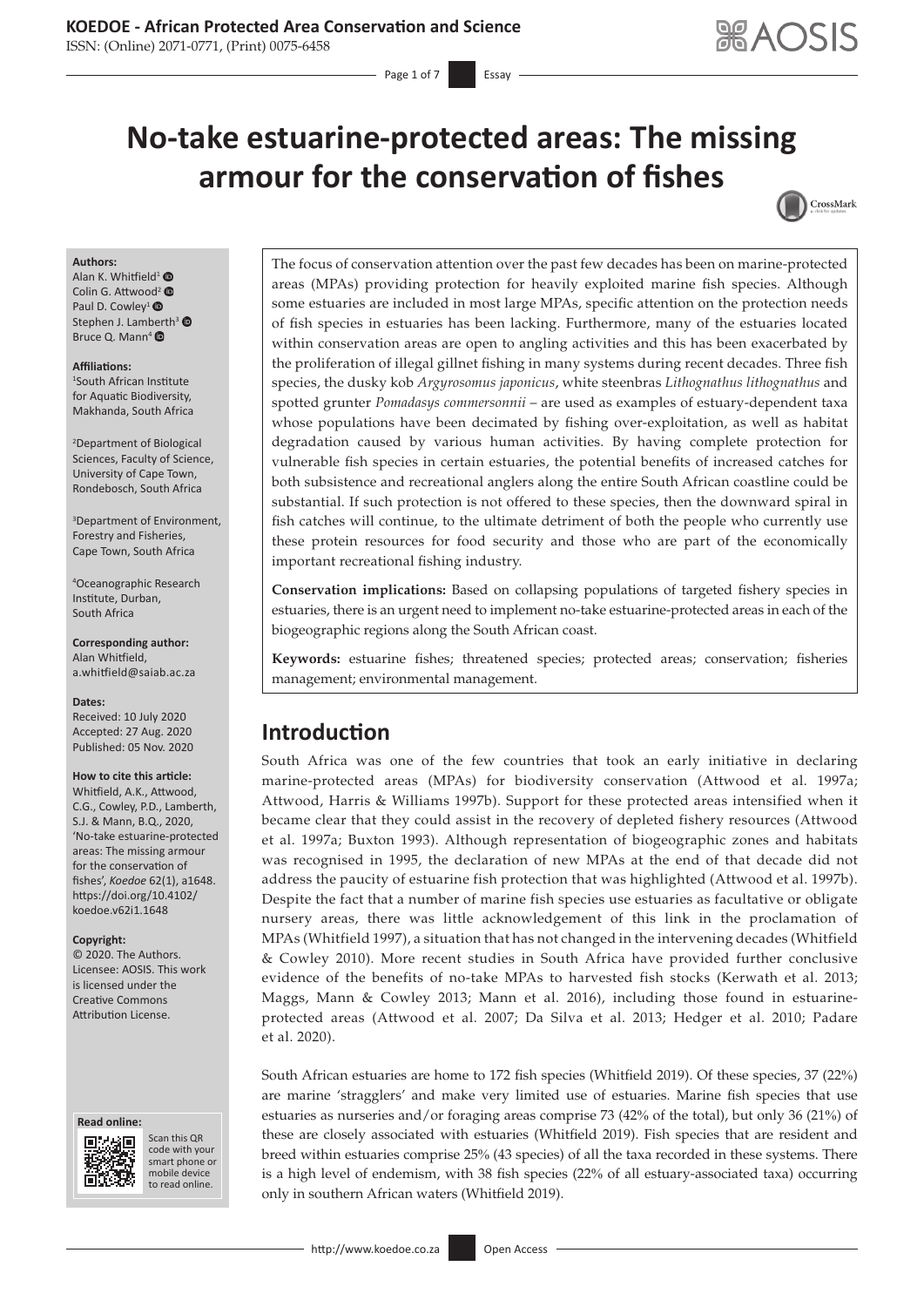# No-take estuarine-protected areas: The missing armour for the conservation of fishes

**Authors:**
Alan K. Whitfield[1]
Colin G. Attwood[2]
Paul D. Cowley[1]
Stephen J. Lamberth[3]
Bruce Q. Mann[4]

**Affiliations:**
[1]South African Institute for Aquatic Biodiversity, Makhanda, South Africa

[2]Department of Biological Sciences, Faculty of Science, University of Cape Town, Rondebosch, South Africa

[3]Department of Environment, Forestry and Fisheries, Cape Town, South Africa

[4]Oceanographic Research Institute, Durban, South Africa

**Corresponding author:**
Alan Whitfield,
a.whitfield@saiab.ac.za

**Dates:**
Received: 10 July 2020
Accepted: 27 Aug. 2020
Published: 05 Nov. 2020

**How to cite this article:**
Whitfield, A.K., Attwood, C.G., Cowley, P.D., Lamberth, S.J. & Mann, B.Q., 2020, 'No-take estuarine-protected areas: The missing armour for the conservation of fishes', *Koedoe* 62(1), a1648. https://doi.org/10.4102/koedoe.v62i1.1648

**Copyright:**
© 2020. The Authors. Licensee: AOSIS. This work is licensed under the Creative Commons Attribution License.

**Read online:**
Scan this QR code with your smart phone or mobile device to read online.

The focus of conservation attention over the past few decades has been on marine-protected areas (MPAs) providing protection for heavily exploited marine fish species. Although some estuaries are included in most large MPAs, specific attention on the protection needs of fish species in estuaries has been lacking. Furthermore, many of the estuaries located within conservation areas are open to angling activities and this has been exacerbated by the proliferation of illegal gillnet fishing in many systems during recent decades. Three fish species, the dusky kob *Argyrosomus japonicus*, white steenbras *Lithognathus lithognathus* and spotted grunter *Pomadasys commersonnii* – are used as examples of estuary-dependent taxa whose populations have been decimated by fishing over-exploitation, as well as habitat degradation caused by various human activities. By having complete protection for vulnerable fish species in certain estuaries, the potential benefits of increased catches for both subsistence and recreational anglers along the entire South African coastline could be substantial. If such protection is not offered to these species, then the downward spiral in fish catches will continue, to the ultimate detriment of both the people who currently use these protein resources for food security and those who are part of the economically important recreational fishing industry.

**Conservation implications:** Based on collapsing populations of targeted fishery species in estuaries, there is an urgent need to implement no-take estuarine-protected areas in each of the biogeographic regions along the South African coast.

**Keywords:** estuarine fishes; threatened species; protected areas; conservation; fisheries management; environmental management.

## Introduction

South Africa was one of the few countries that took an early initiative in declaring marine-protected areas (MPAs) for biodiversity conservation (Attwood et al. 1997a; Attwood, Harris & Williams 1997b). Support for these protected areas intensified when it became clear that they could assist in the recovery of depleted fishery resources (Attwood et al. 1997a; Buxton 1993). Although representation of biogeographic zones and habitats was recognised in 1995, the declaration of new MPAs at the end of that decade did not address the paucity of estuarine fish protection that was highlighted (Attwood et al. 1997b). Despite the fact that a number of marine fish species use estuaries as facultative or obligate nursery areas, there was little acknowledgement of this link in the proclamation of MPAs (Whitfield 1997), a situation that has not changed in the intervening decades (Whitfield & Cowley 2010). More recent studies in South Africa have provided further conclusive evidence of the benefits of no-take MPAs to harvested fish stocks (Kerwath et al. 2013; Maggs, Mann & Cowley 2013; Mann et al. 2016), including those found in estuarine-protected areas (Attwood et al. 2007; Da Silva et al. 2013; Hedger et al. 2010; Padare et al. 2020).

South African estuaries are home to 172 fish species (Whitfield 2019). Of these species, 37 (22%) are marine 'stragglers' and make very limited use of estuaries. Marine fish species that use estuaries as nurseries and/or foraging areas comprise 73 (42% of the total), but only 36 (21%) of these are closely associated with estuaries (Whitfield 2019). Fish species that are resident and breed within estuaries comprise 25% (43 species) of all the taxa recorded in these systems. There is a high level of endemism, with 38 fish species (22% of all estuary-associated taxa) occurring only in southern African waters (Whitfield 2019).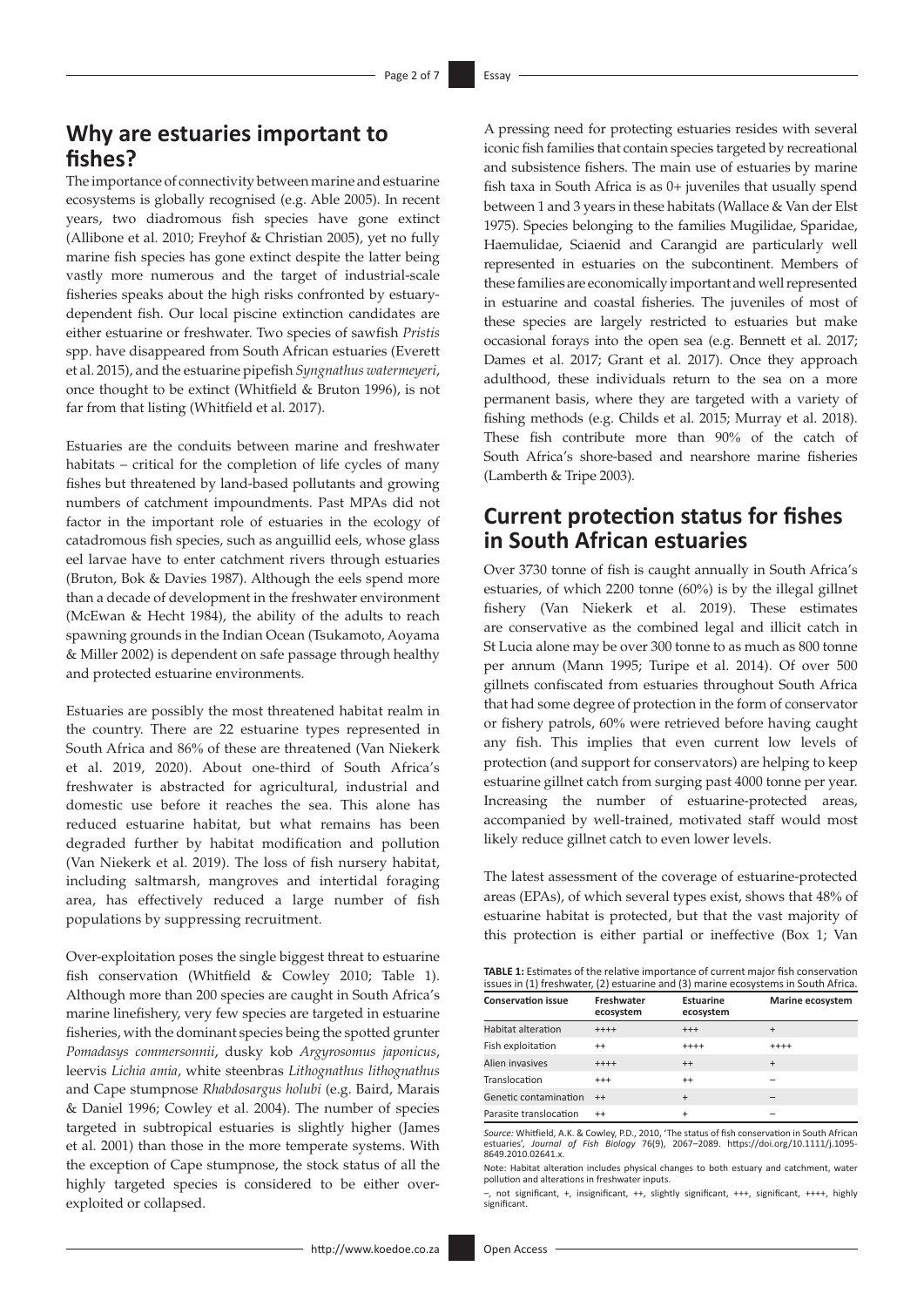## Why are estuaries important to fishes?

The importance of connectivity between marine and estuarine ecosystems is globally recognised (e.g. Able 2005). In recent years, two diadromous fish species have gone extinct (Allibone et al. 2010; Freyhof & Christian 2005), yet no fully marine fish species has gone extinct despite the latter being vastly more numerous and the target of industrial-scale fisheries speaks about the high risks confronted by estuary-dependent fish. Our local piscine extinction candidates are either estuarine or freshwater. Two species of sawfish *Pristis* spp. have disappeared from South African estuaries (Everett et al. 2015), and the estuarine pipefish *Syngnathus watermeyeri*, once thought to be extinct (Whitfield & Bruton 1996), is not far from that listing (Whitfield et al. 2017).

Estuaries are the conduits between marine and freshwater habitats – critical for the completion of life cycles of many fishes but threatened by land-based pollutants and growing numbers of catchment impoundments. Past MPAs did not factor in the important role of estuaries in the ecology of catadromous fish species, such as anguillid eels, whose glass eel larvae have to enter catchment rivers through estuaries (Bruton, Bok & Davies 1987). Although the eels spend more than a decade of development in the freshwater environment (McEwan & Hecht 1984), the ability of the adults to reach spawning grounds in the Indian Ocean (Tsukamoto, Aoyama & Miller 2002) is dependent on safe passage through healthy and protected estuarine environments.

Estuaries are possibly the most threatened habitat realm in the country. There are 22 estuarine types represented in South Africa and 86% of these are threatened (Van Niekerk et al. 2019, 2020). About one-third of South Africa's freshwater is abstracted for agricultural, industrial and domestic use before it reaches the sea. This alone has reduced estuarine habitat, but what remains has been degraded further by habitat modification and pollution (Van Niekerk et al. 2019). The loss of fish nursery habitat, including saltmarsh, mangroves and intertidal foraging area, has effectively reduced a large number of fish populations by suppressing recruitment.

Over-exploitation poses the single biggest threat to estuarine fish conservation (Whitfield & Cowley 2010; Table 1). Although more than 200 species are caught in South Africa's marine linefishery, very few species are targeted in estuarine fisheries, with the dominant species being the spotted grunter *Pomadasys commersonnii*, dusky kob *Argyrosomus japonicus*, leervis *Lichia amia*, white steenbras *Lithognathus lithognathus* and Cape stumpnose *Rhabdosargus holubi* (e.g. Baird, Marais & Daniel 1996; Cowley et al. 2004). The number of species targeted in subtropical estuaries is slightly higher (James et al. 2001) than those in the more temperate systems. With the exception of Cape stumpnose, the stock status of all the highly targeted species is considered to be either over-exploited or collapsed.

A pressing need for protecting estuaries resides with several iconic fish families that contain species targeted by recreational and subsistence fishers. The main use of estuaries by marine fish taxa in South Africa is as 0+ juveniles that usually spend between 1 and 3 years in these habitats (Wallace & Van der Elst 1975). Species belonging to the families Mugilidae, Sparidae, Haemulidae, Sciaenid and Carangid are particularly well represented in estuaries on the subcontinent. Members of these families are economically important and well represented in estuarine and coastal fisheries. The juveniles of most of these species are largely restricted to estuaries but make occasional forays into the open sea (e.g. Bennett et al. 2017; Dames et al. 2017; Grant et al. 2017). Once they approach adulthood, these individuals return to the sea on a more permanent basis, where they are targeted with a variety of fishing methods (e.g. Childs et al. 2015; Murray et al. 2018). These fish contribute more than 90% of the catch of South Africa's shore-based and nearshore marine fisheries (Lamberth & Tripe 2003).

## Current protection status for fishes in South African estuaries

Over 3730 tonne of fish is caught annually in South Africa's estuaries, of which 2200 tonne (60%) is by the illegal gillnet fishery (Van Niekerk et al. 2019). These estimates are conservative as the combined legal and illicit catch in St Lucia alone may be over 300 tonne to as much as 800 tonne per annum (Mann 1995; Turipe et al. 2014). Of over 500 gillnets confiscated from estuaries throughout South Africa that had some degree of protection in the form of conservator or fishery patrols, 60% were retrieved before having caught any fish. This implies that even current low levels of protection (and support for conservators) are helping to keep estuarine gillnet catch from surging past 4000 tonne per year. Increasing the number of estuarine-protected areas, accompanied by well-trained, motivated staff would most likely reduce gillnet catch to even lower levels.

The latest assessment of the coverage of estuarine-protected areas (EPAs), of which several types exist, shows that 48% of estuarine habitat is protected, but that the vast majority of this protection is either partial or ineffective (Box 1; Van

**TABLE 1:** Estimates of the relative importance of current major fish conservation issues in (1) freshwater, (2) estuarine and (3) marine ecosystems in South Africa.

| Conservation issue | Freshwater ecosystem | Estuarine ecosystem | Marine ecosystem |
|---|---|---|---|
| Habitat alteration | ++++ | +++ | + |
| Fish exploitation | ++ | ++++ | ++++ |
| Alien invasives | ++++ | ++ | + |
| Translocation | +++ | ++ | – |
| Genetic contamination | ++ | + | – |
| Parasite translocation | ++ | + | – |

*Source:* Whitfield, A.K. & Cowley, P.D., 2010, 'The status of fish conservation in South African estuaries', *Journal of Fish Biology* 76(9), 2067–2089. https://doi.org/10.1111/j.1095-8649.2010.02641.x.

Note: Habitat alteration includes physical changes to both estuary and catchment, water pollution and alterations in freshwater inputs.

–, not significant, +, insignificant, ++, slightly significant, +++, significant, ++++, highly significant.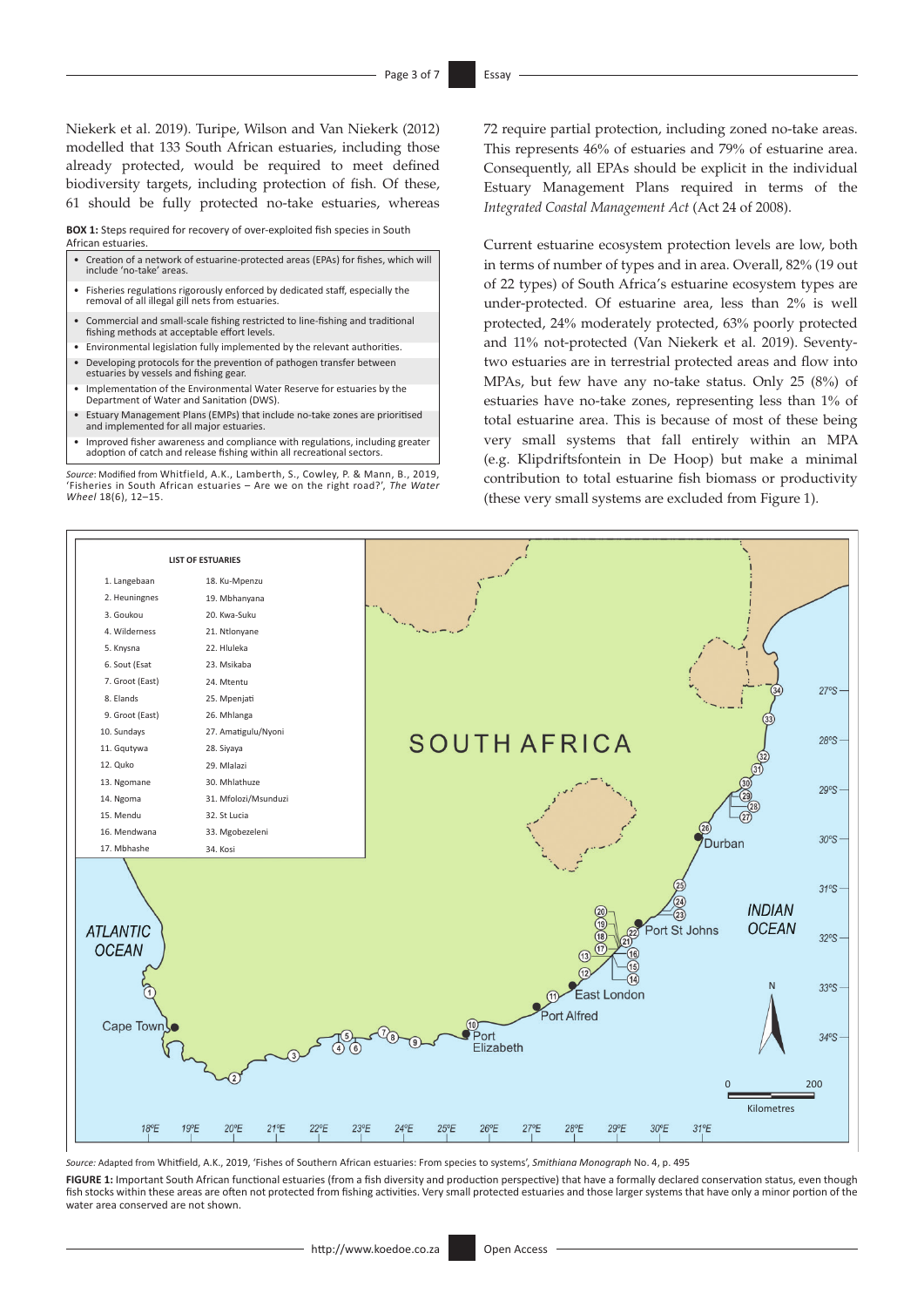Niekerk et al. 2019). Turipe, Wilson and Van Niekerk (2012) modelled that 133 South African estuaries, including those already protected, would be required to meet defined biodiversity targets, including protection of fish. Of these, 61 should be fully protected no-take estuaries, whereas 72 require partial protection, including zoned no-take areas. This represents 46% of estuaries and 79% of estuarine area. Consequently, all EPAs should be explicit in the individual Estuary Management Plans required in terms of the *Integrated Coastal Management Act* (Act 24 of 2008).

**BOX 1:** Steps required for recovery of over-exploited fish species in South African estuaries.

- Creation of a network of estuarine-protected areas (EPAs) for fishes, which will include 'no-take' areas.
- Fisheries regulations rigorously enforced by dedicated staff, especially the removal of all illegal gill nets from estuaries.
- Commercial and small-scale fishing restricted to line-fishing and traditional fishing methods at acceptable effort levels.
- Environmental legislation fully implemented by the relevant authorities.
- Developing protocols for the prevention of pathogen transfer between estuaries by vessels and fishing gear.
- Implementation of the Environmental Water Reserve for estuaries by the Department of Water and Sanitation (DWS).
- Estuary Management Plans (EMPs) that include no-take zones are prioritised and implemented for all major estuaries.
- Improved fisher awareness and compliance with regulations, including greater adoption of catch and release fishing within all recreational sectors.

*Source*: Modified from Whitfield, A.K., Lamberth, S., Cowley, P. & Mann, B., 2019, 'Fisheries in South African estuaries – Are we on the right road?', *The Water Wheel* 18(6), 12–15.

Current estuarine ecosystem protection levels are low, both in terms of number of types and in area. Overall, 82% (19 out of 22 types) of South Africa's estuarine ecosystem types are under-protected. Of estuarine area, less than 2% is well protected, 24% moderately protected, 63% poorly protected and 11% not-protected (Van Niekerk et al. 2019). Seventy-two estuaries are in terrestrial protected areas and flow into MPAs, but few have any no-take status. Only 25 (8%) of estuaries have no-take zones, representing less than 1% of total estuarine area. This is because of most of these being very small systems that fall entirely within an MPA (e.g. Klipdriftsfontein in De Hoop) but make a minimal contribution to total estuarine fish biomass or productivity (these very small systems are excluded from Figure 1).

*Source:* Adapted from Whitfield, A.K., 2019, 'Fishes of Southern African estuaries: From species to systems', *Smithiana Monograph* No. 4, p. 495

**FIGURE 1:** Important South African functional estuaries (from a fish diversity and production perspective) that have a formally declared conservation status, even though fish stocks within these areas are often not protected from fishing activities. Very small protected estuaries and those larger systems that have only a minor portion of the water area conserved are not shown.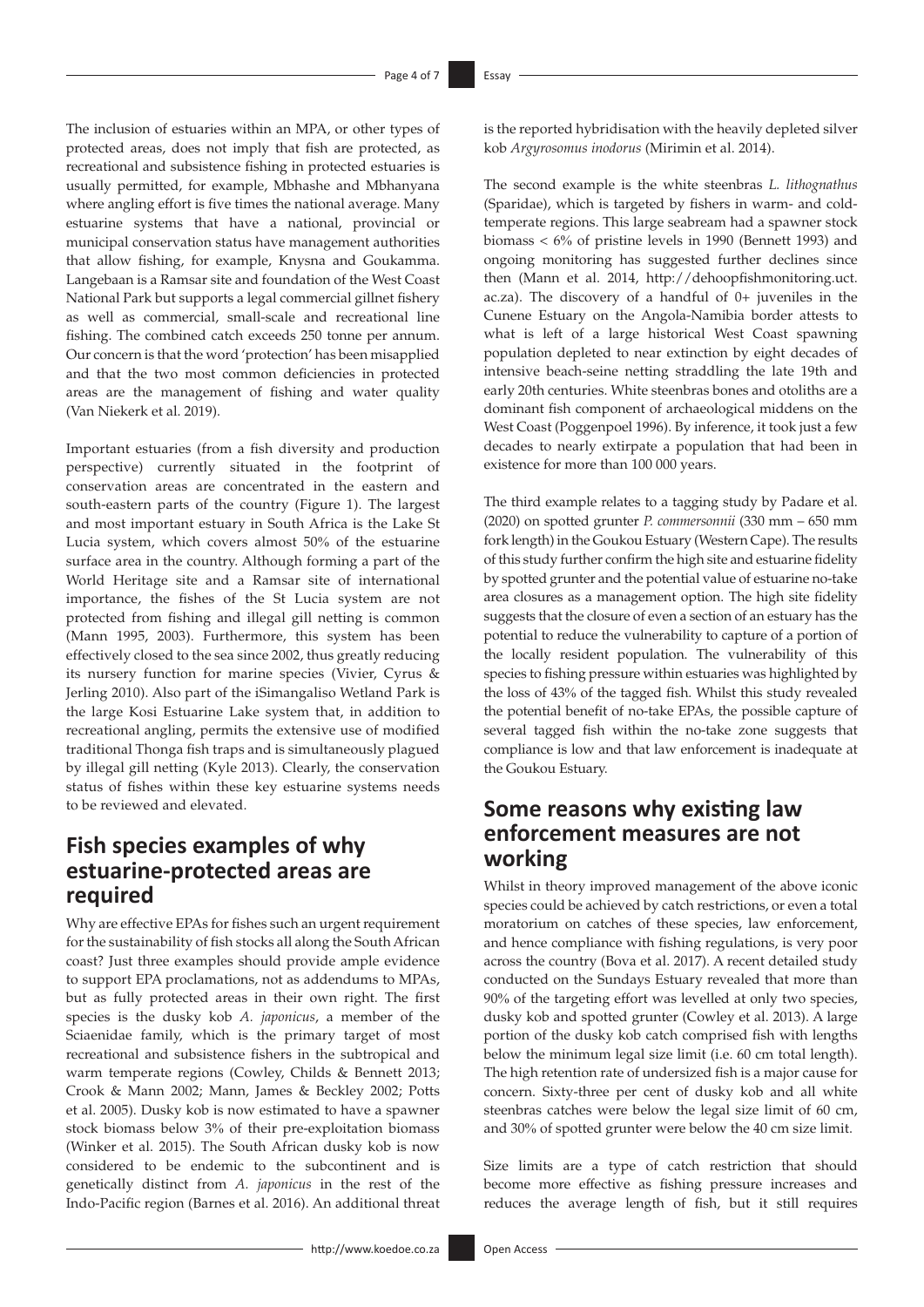The inclusion of estuaries within an MPA, or other types of protected areas, does not imply that fish are protected, as recreational and subsistence fishing in protected estuaries is usually permitted, for example, Mbhashe and Mbhanyana where angling effort is five times the national average. Many estuarine systems that have a national, provincial or municipal conservation status have management authorities that allow fishing, for example, Knysna and Goukamma. Langebaan is a Ramsar site and foundation of the West Coast National Park but supports a legal commercial gillnet fishery as well as commercial, small-scale and recreational line fishing. The combined catch exceeds 250 tonne per annum. Our concern is that the word 'protection' has been misapplied and that the two most common deficiencies in protected areas are the management of fishing and water quality (Van Niekerk et al. 2019).

Important estuaries (from a fish diversity and production perspective) currently situated in the footprint of conservation areas are concentrated in the eastern and south-eastern parts of the country (Figure 1). The largest and most important estuary in South Africa is the Lake St Lucia system, which covers almost 50% of the estuarine surface area in the country. Although forming a part of the World Heritage site and a Ramsar site of international importance, the fishes of the St Lucia system are not protected from fishing and illegal gill netting is common (Mann 1995, 2003). Furthermore, this system has been effectively closed to the sea since 2002, thus greatly reducing its nursery function for marine species (Vivier, Cyrus & Jerling 2010). Also part of the iSimangaliso Wetland Park is the large Kosi Estuarine Lake system that, in addition to recreational angling, permits the extensive use of modified traditional Thonga fish traps and is simultaneously plagued by illegal gill netting (Kyle 2013). Clearly, the conservation status of fishes within these key estuarine systems needs to be reviewed and elevated.

## Fish species examples of why estuarine-protected areas are required

Why are effective EPAs for fishes such an urgent requirement for the sustainability of fish stocks all along the South African coast? Just three examples should provide ample evidence to support EPA proclamations, not as addendums to MPAs, but as fully protected areas in their own right. The first species is the dusky kob *A. japonicus*, a member of the Sciaenidae family, which is the primary target of most recreational and subsistence fishers in the subtropical and warm temperate regions (Cowley, Childs & Bennett 2013; Crook & Mann 2002; Mann, James & Beckley 2002; Potts et al. 2005). Dusky kob is now estimated to have a spawner stock biomass below 3% of their pre-exploitation biomass (Winker et al. 2015). The South African dusky kob is now considered to be endemic to the subcontinent and is genetically distinct from *A. japonicus* in the rest of the Indo-Pacific region (Barnes et al. 2016). An additional threat is the reported hybridisation with the heavily depleted silver kob *Argyrosomus inodorus* (Mirimin et al. 2014).

The second example is the white steenbras *L. lithognathus* (Sparidae), which is targeted by fishers in warm- and cold-temperate regions. This large seabream had a spawner stock biomass < 6% of pristine levels in 1990 (Bennett 1993) and ongoing monitoring has suggested further declines since then (Mann et al. 2014, http://dehoopfishmonitoring.uct.ac.za). The discovery of a handful of 0+ juveniles in the Cunene Estuary on the Angola-Namibia border attests to what is left of a large historical West Coast spawning population depleted to near extinction by eight decades of intensive beach-seine netting straddling the late 19th and early 20th centuries. White steenbras bones and otoliths are a dominant fish component of archaeological middens on the West Coast (Poggenpoel 1996). By inference, it took just a few decades to nearly extirpate a population that had been in existence for more than 100 000 years.

The third example relates to a tagging study by Padare et al. (2020) on spotted grunter *P. commersonnii* (330 mm – 650 mm fork length) in the Goukou Estuary (Western Cape). The results of this study further confirm the high site and estuarine fidelity by spotted grunter and the potential value of estuarine no-take area closures as a management option. The high site fidelity suggests that the closure of even a section of an estuary has the potential to reduce the vulnerability to capture of a portion of the locally resident population. The vulnerability of this species to fishing pressure within estuaries was highlighted by the loss of 43% of the tagged fish. Whilst this study revealed the potential benefit of no-take EPAs, the possible capture of several tagged fish within the no-take zone suggests that compliance is low and that law enforcement is inadequate at the Goukou Estuary.

## Some reasons why existing law enforcement measures are not working

Whilst in theory improved management of the above iconic species could be achieved by catch restrictions, or even a total moratorium on catches of these species, law enforcement, and hence compliance with fishing regulations, is very poor across the country (Bova et al. 2017). A recent detailed study conducted on the Sundays Estuary revealed that more than 90% of the targeting effort was levelled at only two species, dusky kob and spotted grunter (Cowley et al. 2013). A large portion of the dusky kob catch comprised fish with lengths below the minimum legal size limit (i.e. 60 cm total length). The high retention rate of undersized fish is a major cause for concern. Sixty-three per cent of dusky kob and all white steenbras catches were below the legal size limit of 60 cm, and 30% of spotted grunter were below the 40 cm size limit.

Size limits are a type of catch restriction that should become more effective as fishing pressure increases and reduces the average length of fish, but it still requires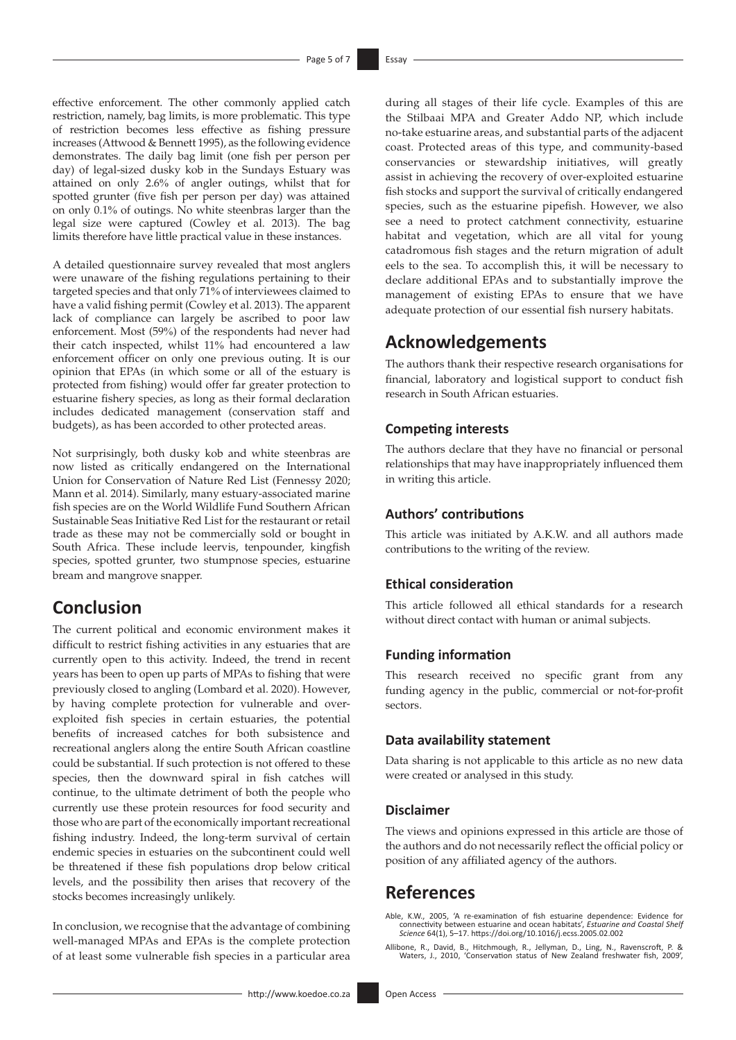effective enforcement. The other commonly applied catch restriction, namely, bag limits, is more problematic. This type of restriction becomes less effective as fishing pressure increases (Attwood & Bennett 1995), as the following evidence demonstrates. The daily bag limit (one fish per person per day) of legal-sized dusky kob in the Sundays Estuary was attained on only 2.6% of angler outings, whilst that for spotted grunter (five fish per person per day) was attained on only 0.1% of outings. No white steenbras larger than the legal size were captured (Cowley et al. 2013). The bag limits therefore have little practical value in these instances.

A detailed questionnaire survey revealed that most anglers were unaware of the fishing regulations pertaining to their targeted species and that only 71% of interviewees claimed to have a valid fishing permit (Cowley et al. 2013). The apparent lack of compliance can largely be ascribed to poor law enforcement. Most (59%) of the respondents had never had their catch inspected, whilst 11% had encountered a law enforcement officer on only one previous outing. It is our opinion that EPAs (in which some or all of the estuary is protected from fishing) would offer far greater protection to estuarine fishery species, as long as their formal declaration includes dedicated management (conservation staff and budgets), as has been accorded to other protected areas.

Not surprisingly, both dusky kob and white steenbras are now listed as critically endangered on the International Union for Conservation of Nature Red List (Fennessy 2020; Mann et al. 2014). Similarly, many estuary-associated marine fish species are on the World Wildlife Fund Southern African Sustainable Seas Initiative Red List for the restaurant or retail trade as these may not be commercially sold or bought in South Africa. These include leervis, tenpounder, kingfish species, spotted grunter, two stumpnose species, estuarine bream and mangrove snapper.

## Conclusion

The current political and economic environment makes it difficult to restrict fishing activities in any estuaries that are currently open to this activity. Indeed, the trend in recent years has been to open up parts of MPAs to fishing that were previously closed to angling (Lombard et al. 2020). However, by having complete protection for vulnerable and over-exploited fish species in certain estuaries, the potential benefits of increased catches for both subsistence and recreational anglers along the entire South African coastline could be substantial. If such protection is not offered to these species, then the downward spiral in fish catches will continue, to the ultimate detriment of both the people who currently use these protein resources for food security and those who are part of the economically important recreational fishing industry. Indeed, the long-term survival of certain endemic species in estuaries on the subcontinent could well be threatened if these fish populations drop below critical levels, and the possibility then arises that recovery of the stocks becomes increasingly unlikely.

In conclusion, we recognise that the advantage of combining well-managed MPAs and EPAs is the complete protection of at least some vulnerable fish species in a particular area during all stages of their life cycle. Examples of this are the Stilbaai MPA and Greater Addo NP, which include no-take estuarine areas, and substantial parts of the adjacent coast. Protected areas of this type, and community-based conservancies or stewardship initiatives, will greatly assist in achieving the recovery of over-exploited estuarine fish stocks and support the survival of critically endangered species, such as the estuarine pipefish. However, we also see a need to protect catchment connectivity, estuarine habitat and vegetation, which are all vital for young catadromous fish stages and the return migration of adult eels to the sea. To accomplish this, it will be necessary to declare additional EPAs and to substantially improve the management of existing EPAs to ensure that we have adequate protection of our essential fish nursery habitats.

## Acknowledgements

The authors thank their respective research organisations for financial, laboratory and logistical support to conduct fish research in South African estuaries.

### Competing interests

The authors declare that they have no financial or personal relationships that may have inappropriately influenced them in writing this article.

### Authors' contributions

This article was initiated by A.K.W. and all authors made contributions to the writing of the review.

### Ethical consideration

This article followed all ethical standards for a research without direct contact with human or animal subjects.

### Funding information

This research received no specific grant from any funding agency in the public, commercial or not-for-profit sectors.

### Data availability statement

Data sharing is not applicable to this article as no new data were created or analysed in this study.

### Disclaimer

The views and opinions expressed in this article are those of the authors and do not necessarily reflect the official policy or position of any affiliated agency of the authors.

## References

Able, K.W., 2005, 'A re-examination of fish estuarine dependence: Evidence for connectivity between estuarine and ocean habitats', *Estuarine and Coastal Shelf Science* 64(1), 5–17. https://doi.org/10.1016/j.ecss.2005.02.002

Allibone, R., David, B., Hitchmough, R., Jellyman, D., Ling, N., Ravenscroft, P. & Waters, J., 2010, 'Conservation status of New Zealand freshwater fish, 2009',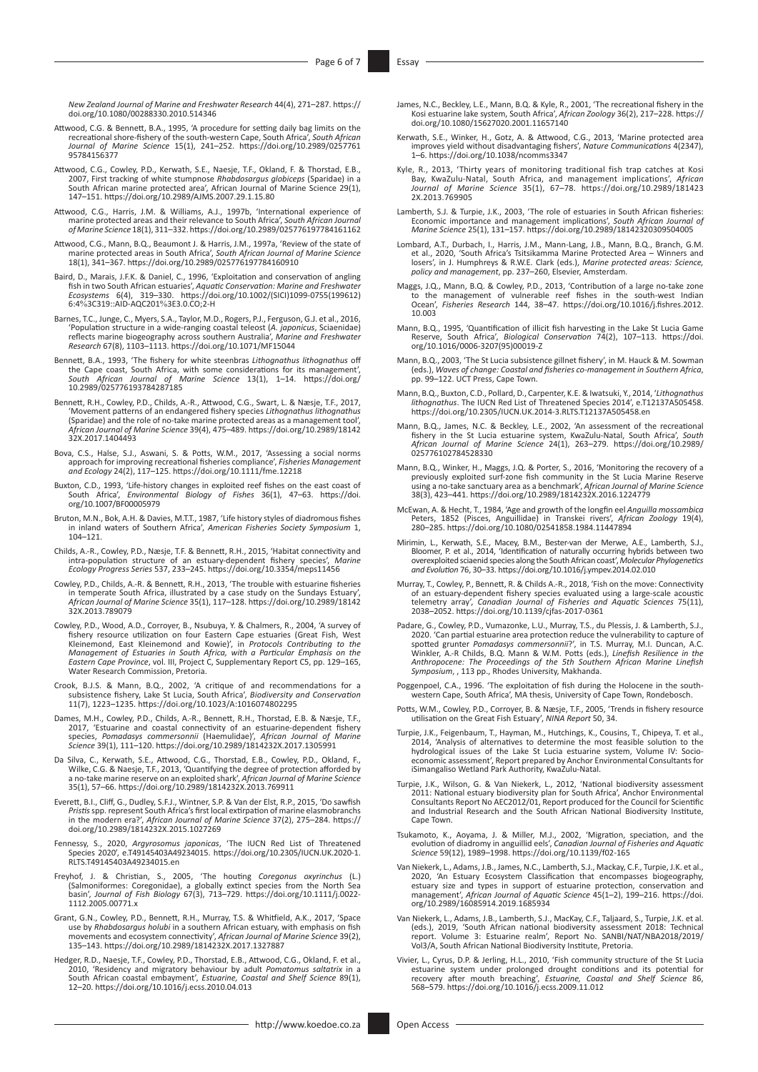*New Zealand Journal of Marine and Freshwater Research* 44(4), 271–287. https://doi.org/10.1080/00288330.2010.514346

Attwood, C.G. & Bennett, B.A., 1995, 'A procedure for setting daily bag limits on the recreational shore-fishery of the south-western Cape, South Africa', *South African Journal of Marine Science* 15(1), 241–252. https://doi.org/10.2989/025776195784156377

Attwood, C.G., Cowley, P.D., Kerwath, S.E., Naesje, T.F., Okland, F. & Thorstad, E.B., 2007, First tracking of white stumpnose *Rhabdosargus globiceps* (Sparidae) in a South African marine protected area', African Journal of Marine Science 29(1), 147–151. https://doi.org/10.2989/AJMS.2007.29.1.15.80

Attwood, C.G., Harris, J.M. & Williams, A.J., 1997b, 'International experience of marine protected areas and their relevance to South Africa', *South African Journal of Marine Science* 18(1), 311–332. https://doi.org/10.2989/025776197784161162

Attwood, C.G., Mann, B.Q., Beaumont J. & Harris, J.M., 1997a, 'Review of the state of marine protected areas in South Africa', *South African Journal of Marine Science* 18(1), 341–367. https://doi.org/10.2989/025776197784160910

Baird, D., Marais, J.F.K. & Daniel, C., 1996, 'Exploitation and conservation of angling fish in two South African estuaries', *Aquatic Conservation: Marine and Freshwater Ecosystems* 6(4), 319–330. https://doi.org/10.1002/(SICI)1099-0755(199612)6:4%3C319::AID-AQC201%3E3.0.CO;2-H

Barnes, T.C., Junge, C., Myers, S.A., Taylor, M.D., Rogers, P.J., Ferguson, G.J. et al., 2016, 'Population structure in a wide-ranging coastal teleost (*A. japonicus*, Sciaenidae) reflects marine biogeography across southern Australia', *Marine and Freshwater Research* 67(8), 1103–1113. https://doi.org/10.1071/MF15044

Bennett, B.A., 1993, 'The fishery for white steenbras *Lithognathus lithognathus* off the Cape coast, South Africa, with some considerations for its management', *South African Journal of Marine Science* 13(1), 1–14. https://doi.org/10.2989/025776193784287185

Bennett, R.H., Cowley, P.D., Childs, A.-R., Attwood, C.G., Swart, L. & Næsje, T.F., 2017, 'Movement patterns of an endangered fishery species *Lithognathus lithognathus* (Sparidae) and the role of no-take marine protected areas as a management tool', *African Journal of Marine Science* 39(4), 475–489. https://doi.org/10.2989/1814232X.2017.1404493

Bova, C.S., Halse, S.J., Aswani, S. & Potts, W.M., 2017, 'Assessing a social norms approach for improving recreational fisheries compliance', *Fisheries Management and Ecology* 24(2), 117–125. https://doi.org/10.1111/fme.12218

Buxton, C.D., 1993, 'Life-history changes in exploited reef fishes on the east coast of South Africa', *Environmental Biology of Fishes* 36(1), 47–63. https://doi.org/10.1007/BF00005979

Bruton, M.N., Bok, A.H. & Davies, M.T.T., 1987, 'Life history styles of diadromous fishes in inland waters of Southern Africa', *American Fisheries Society Symposium* 1, 104–121.

Childs, A.-R., Cowley, P.D., Næsje, T.F. & Bennett, R.H., 2015, 'Habitat connectivity and intra-population structure of an estuary-dependent fishery species', *Marine Ecology Progress Series* 537, 233–245. https://doi.org/10.3354/meps11456

Cowley, P.D., Childs, A.-R. & Bennett, R.H., 2013, 'The trouble with estuarine fisheries in temperate South Africa, illustrated by a case study on the Sundays Estuary', *African Journal of Marine Science* 35(1), 117–128. https://doi.org/10.2989/1814232X.2013.789079

Cowley, P.D., Wood, A.D., Corroyer, B., Nsubuya, Y. & Chalmers, R., 2004, 'A survey of fishery resource utilization on four Eastern Cape estuaries (Great Fish, West Kleinemond, East Kleinemond and Kowie)', in *Protocols Contributing to the Management of Estuaries in South Africa, with a Particular Emphasis on the Eastern Cape Province*, vol. III, Project C, Supplementary Report C5, pp. 129–165, Water Research Commission, Pretoria.

Crook, B.J.S. & Mann, B.Q., 2002, 'A critique of and recommendations for a subsistence fishery, Lake St Lucia, South Africa', *Biodiversity and Conservation* 11(7), 1223–1235. https://doi.org/10.1023/A:1016074802295

Dames, M.H., Cowley, P.D., Childs, A.-R., Bennett, R.H., Thorstad, E.B. & Næsje, T.F., 2017, 'Estuarine and coastal connectivity of an estuarine-dependent fishery species, *Pomadasys commersonnii* (Haemulidae)', *African Journal of Marine Science* 39(1), 111–120. https://doi.org/10.2989/1814232X.2017.1305991

Da Silva, C., Kerwath, S.E., Attwood, C.G., Thorstad, E.B., Cowley, P.D., Okland, F., Wilke, C.G. & Naesje, T.F., 2013, 'Quantifying the degree of protection afforded by a no-take marine reserve on an exploited shark', *African Journal of Marine Science* 35(1), 57–66. https://doi.org/10.2989/1814232X.2013.769911

Everett, B.I., Cliff, G., Dudley, S.F.J., Wintner, S.P. & Van der Elst, R.P., 2015, 'Do sawfish *Pristis* spp. represent South Africa's first local extirpation of marine elasmobranchs in the modern era?', *African Journal of Marine Science* 37(2), 275–284. https://doi.org/10.2989/1814232X.2015.1027269

Fennessy, S., 2020, *Argyrosomus japonicas*, 'The IUCN Red List of Threatened Species 2020', e.T49145403A49234015. https://doi.org/10.2305/IUCN.UK.2020-1.RLTS.T49145403A49234015.en

Freyhof, J. & Christian, S., 2005, 'The houting *Coregonus oxyrinchus* (L.) (Salmoniformes: Coregonidae), a globally extinct species from the North Sea basin', *Journal of Fish Biology* 67(3), 713–729. https://doi.org/10.1111/j.0022-1112.2005.00771.x

Grant, G.N., Cowley, P.D., Bennett, R.H., Murray, T.S. & Whitfield, A.K., 2017, 'Space use by *Rhabdosargus holubi* in a southern African estuary, with emphasis on fish movements and ecosystem connectivity', *African Journal of Marine Science* 39(2), 135–143. https://doi.org/10.2989/1814232X.2017.1327887

Hedger, R.D., Naesje, T.F., Cowley, P.D., Thorstad, E.B., Attwood, C.G., Okland, F. et al., 2010, 'Residency and migratory behaviour by adult *Pomatomus saltatrix* in a South African coastal embayment', *Estuarine, Coastal and Shelf Science* 89(1), 12–20. https://doi.org/10.1016/j.ecss.2010.04.013

James, N.C., Beckley, L.E., Mann, B.Q. & Kyle, R., 2001, 'The recreational fishery in the Kosi estuarine lake system, South Africa', *African Zoology* 36(2), 217–228. https://doi.org/10.1080/15627020.2001.11657140

Kerwath, S.E., Winker, H., Gotz, A. & Attwood, C.G., 2013, 'Marine protected area improves yield without disadvantaging fishers', *Nature Communications* 4(2347), 1–6. https://doi.org/10.1038/ncomms3347

Kyle, R., 2013, 'Thirty years of monitoring traditional fish trap catches at Kosi Bay, KwaZulu-Natal, South Africa, and management implications', *African Journal of Marine Science* 35(1), 67–78. https://doi.org/10.2989/1814232X.2013.769905

Lamberth, S.J. & Turpie, J.K., 2003, 'The role of estuaries in South African fisheries: Economic importance and management implications', *South African Journal of Marine Science* 25(1), 131–157. https://doi.org/10.2989/18142320309504005

Lombard, A.T., Durbach, I., Harris, J.M., Mann-Lang, J.B., Mann, B.Q., Branch, G.M. et al., 2020, 'South Africa's Tsitsikamma Marine Protected Area – Winners and losers', in J. Humphreys & R.W.E. Clark (eds.), *Marine protected areas: Science, policy and management*, pp. 237–260, Elsevier, Amsterdam.

Maggs, J.Q., Mann, B.Q. & Cowley, P.D., 2013, 'Contribution of a large no-take zone to the management of vulnerable reef fishes in the south-west Indian Ocean', *Fisheries Research* 144, 38–47. https://doi.org/10.1016/j.fishres.2012.10.003

Mann, B.Q., 1995, 'Quantification of illicit fish harvesting in the Lake St Lucia Game Reserve, South Africa', *Biological Conservation* 74(2), 107–113. https://doi.org/10.1016/0006-3207(95)00019-Z

Mann, B.Q., 2003, 'The St Lucia subsistence gillnet fishery', in M. Hauck & M. Sowman (eds.), *Waves of change: Coastal and fisheries co-management in Southern Africa*, pp. 99–122. UCT Press, Cape Town.

Mann, B.Q., Buxton, C.D., Pollard, D., Carpenter, K.E. & Iwatsuki, Y., 2014, '*Lithognathus lithognathus*. The IUCN Red List of Threatened Species 2014', e.T12137A505458. https://doi.org/10.2305/IUCN.UK.2014-3.RLTS.T12137A505458.en

Mann, B.Q., James, N.C. & Beckley, L.E., 2002, 'An assessment of the recreational fishery in the St Lucia estuarine system, KwaZulu-Natal, South Africa', *South African Journal of Marine Science* 24(1), 263–279. https://doi.org/10.2989/025776102784528330

Mann, B.Q., Winker, H., Maggs, J.Q. & Porter, S., 2016, 'Monitoring the recovery of a previously exploited surf-zone fish community in the St Lucia Marine Reserve using a no-take sanctuary area as a benchmark', *African Journal of Marine Science* 38(3), 423–441. https://doi.org/10.2989/1814232X.2016.1224779

McEwan, A. & Hecht, T., 1984, 'Age and growth of the longfin eel *Anguilla mossambica* Peters, 1852 (Pisces, Anguillidae) in Transkei rivers', *African Zoology* 19(4), 280–285. https://doi.org/10.1080/02541858.1984.11447894

Mirimin, L., Kerwath, S.E., Macey, B.M., Bester-van der Merwe, A.E., Lamberth, S.J., Bloomer, P. et al., 2014, 'Identification of naturally occurring hybrids between two overexploited sciaenid species along the South African coast', *Molecular Phylogenetics and Evolution* 76, 30–33. https://doi.org/10.1016/j.ympev.2014.02.010

Murray, T., Cowley, P., Bennett, R. & Childs A.-R., 2018, 'Fish on the move: Connectivity of an estuary-dependent fishery species evaluated using a large-scale acoustic telemetry array', *Canadian Journal of Fisheries and Aquatic Sciences* 75(11), 2038–2052. https://doi.org/10.1139/cjfas-2017-0361

Padare, G., Cowley, P.D., Vumazonke, L.U., Murray, T.S., du Plessis, J. & Lamberth, S.J., 2020. 'Can partial estuarine area protection reduce the vulnerability to capture of spotted grunter *Pomadasys commersonnii*?', in T.S. Murray, M.I. Duncan, A.C. Winkler, A.-R Childs, B.Q. Mann & W.M. Potts (eds.), *Linefish Resilience in the Anthropocene: The Proceedings of the 5th Southern African Marine Linefish Symposium*, , 113 pp., Rhodes University, Makhanda.

Poggenpoel, C.A., 1996. 'The exploitation of fish during the Holocene in the south-western Cape, South Africa', MA thesis, University of Cape Town, Rondebosch.

Potts, W.M., Cowley, P.D., Corroyer, B. & Næsje, T.F., 2005, 'Trends in fishery resource utilisation on the Great Fish Estuary', *NINA Report* 50, 34.

Turpie, J.K., Feigenbaum, T., Hayman, M., Hutchings, K., Cousins, T., Chipeya, T. et al., 2014, 'Analysis of alternatives to determine the most feasible solution to the hydrological issues of the Lake St Lucia estuarine system, Volume IV: Socio-economic assessment', Report prepared by Anchor Environmental Consultants for iSimangaliso Wetland Park Authority, KwaZulu-Natal.

Turpie, J.K., Wilson, G. & Van Niekerk, L., 2012, 'National biodiversity assessment 2011: National estuary biodiversity plan for South Africa', Anchor Environmental Consultants Report No AEC2012/01, Report produced for the Council for Scientific and Industrial Research and the South African National Biodiversity Institute, Cape Town.

Tsukamoto, K., Aoyama, J. & Miller, M.J., 2002, 'Migration, speciation, and the evolution of diadromy in anguillid eels', *Canadian Journal of Fisheries and Aquatic Science* 59(12), 1989–1998. https://doi.org/10.1139/f02-165

Van Niekerk, L., Adams, J.B., James, N.C., Lamberth, S.J., Mackay, C.F., Turpie, J.K. et al., 2020, 'An Estuary Ecosystem Classification that encompasses biogeography, estuary size and types in support of estuarine protection, conservation and management', *African Journal of Aquatic Science* 45(1–2), 199–216. https://doi.org/10.2989/16085914.2019.1685934

Van Niekerk, L., Adams, J.B., Lamberth, S.J., MacKay, C.F., Taljaard, S., Turpie, J.K. et al. (eds.), 2019, 'South African national biodiversity assessment 2018: Technical report. Volume 3: Estuarine realm', Report No. SANBI/NAT/NBA2018/2019/Vol3/A, South African National Biodiversity Institute, Pretoria.

Vivier, L., Cyrus, D.P. & Jerling, H.L., 2010, 'Fish community structure of the St Lucia estuarine system under prolonged drought conditions and its potential for recovery after mouth breaching', *Estuarine, Coastal and Shelf Science* 86, 568–579. https://doi.org/10.1016/j.ecss.2009.11.012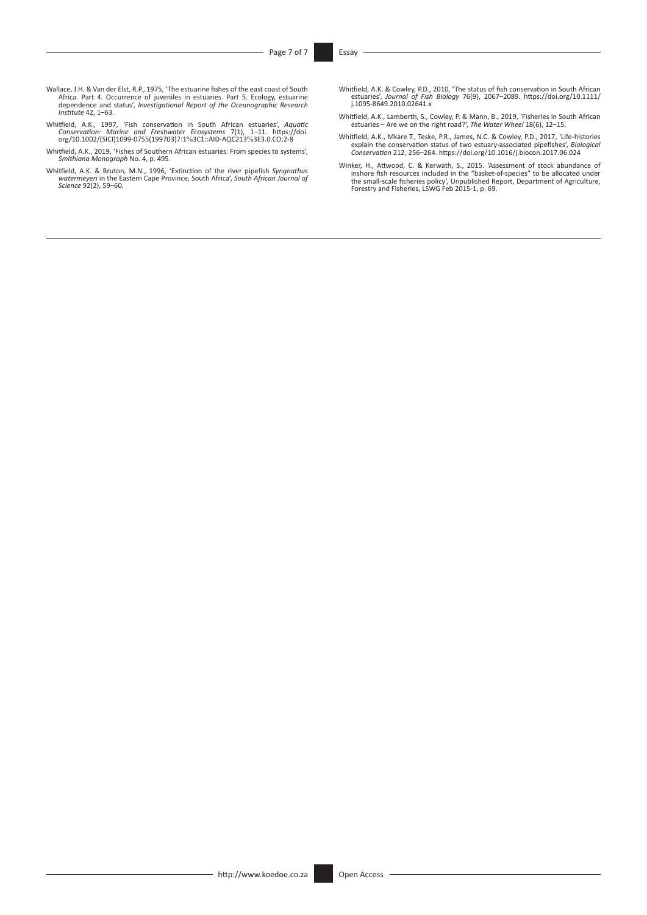Wallace, J.H. & Van der Elst, R.P., 1975, 'The estuarine fishes of the east coast of South Africa. Part 4. Occurrence of juveniles in estuaries. Part 5. Ecology, estuarine dependence and status', *Investigational Report of the Oceanographic Research Institute* 42, 1–63.

Whitfield, A.K., 1997, 'Fish conservation in South African estuaries', *Aquatic Conservation: Marine and Freshwater Ecosystems* 7(1), 1–11. https://doi.org/10.1002/(SICI)1099-0755(199703)7:1%3C1::AID-AQC213%3E3.0.CO;2-8

Whitfield, A.K., 2019, 'Fishes of Southern African estuaries: From species to systems', *Smithiana Monograph* No. 4, p. 495.

Whitfield, A.K. & Bruton, M.N., 1996, 'Extinction of the river pipefish *Syngnathus watermeyeri* in the Eastern Cape Province, South Africa', *South African Journal of Science* 92(2), 59–60.

Whitfield, A.K. & Cowley, P.D., 2010, 'The status of fish conservation in South African estuaries', *Journal of Fish Biology* 76(9), 2067–2089. https://doi.org/10.1111/j.1095-8649.2010.02641.x

Whitfield, A.K., Lamberth, S., Cowley, P. & Mann, B., 2019, 'Fisheries in South African estuaries – Are we on the right road?', *The Water Wheel* 18(6), 12–15.

Whitfield, A.K., Mkare T., Teske, P.R., James, N.C. & Cowley, P.D., 2017, 'Life-histories explain the conservation status of two estuary-associated pipefishes', *Biological Conservation* 212, 256–264. https://doi.org/10.1016/j.biocon.2017.06.024

Winker, H., Attwood, C. & Kerwath, S., 2015. 'Assessment of stock abundance of inshore fish resources included in the "basket-of-species" to be allocated under the small-scale fisheries policy', Unpublished Report, Department of Agriculture, Forestry and Fisheries, LSWG Feb 2015-1, p. 69.